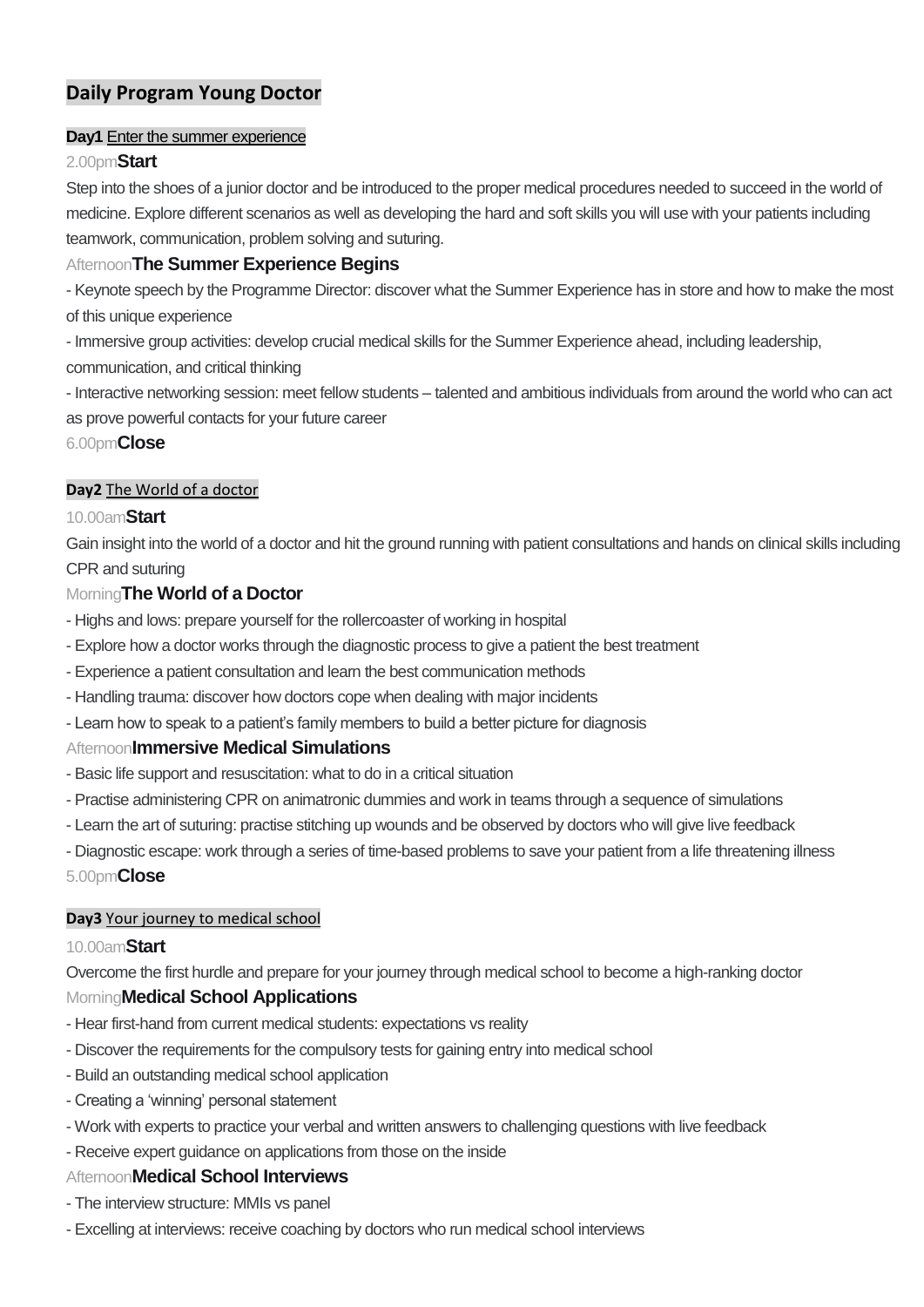## Daily Program Young Doctor

**Day1** Enter the summer experience

2.00pm **Start**

Step into the shoes of a junior doctor and be introduced to the proper medical procedures needed to succeed in the world of medicine. Explore different scenarios as well as developing the hard and soft skills you will use with your patients including teamwork, communication, problem solving and suturing.

Afternoon **The Summer Experience Begins**

- Keynote speech by the Programme Director: discover what the Summer Experience has in store and how to make the most of this unique experience
- Immersive group activities: develop crucial medical skills for the Summer Experience ahead, including leadership, communication, and critical thinking
- Interactive networking session: meet fellow students – talented and ambitious individuals from around the world who can act as prove powerful contacts for your future career

6.00pm **Close**

**Day2** The World of a doctor

10.00am **Start**

Gain insight into the world of a doctor and hit the ground running with patient consultations and hands on clinical skills including CPR and suturing

Morning **The World of a Doctor**

- Highs and lows: prepare yourself for the rollercoaster of working in hospital
- Explore how a doctor works through the diagnostic process to give a patient the best treatment
- Experience a patient consultation and learn the best communication methods
- Handling trauma: discover how doctors cope when dealing with major incidents
- Learn how to speak to a patient's family members to build a better picture for diagnosis

Afternoon **Immersive Medical Simulations**

- Basic life support and resuscitation: what to do in a critical situation
- Practise administering CPR on animatronic dummies and work in teams through a sequence of simulations
- Learn the art of suturing: practise stitching up wounds and be observed by doctors who will give live feedback
- Diagnostic escape: work through a series of time-based problems to save your patient from a life threatening illness

5.00pm **Close**

**Day3** Your journey to medical school

10.00am **Start**

Overcome the first hurdle and prepare for your journey through medical school to become a high-ranking doctor

Morning **Medical School Applications**

- Hear first-hand from current medical students: expectations vs reality
- Discover the requirements for the compulsory tests for gaining entry into medical school
- Build an outstanding medical school application
- Creating a 'winning' personal statement
- Work with experts to practice your verbal and written answers to challenging questions with live feedback
- Receive expert guidance on applications from those on the inside

Afternoon **Medical School Interviews**

- The interview structure: MMIs vs panel
- Excelling at interviews: receive coaching by doctors who run medical school interviews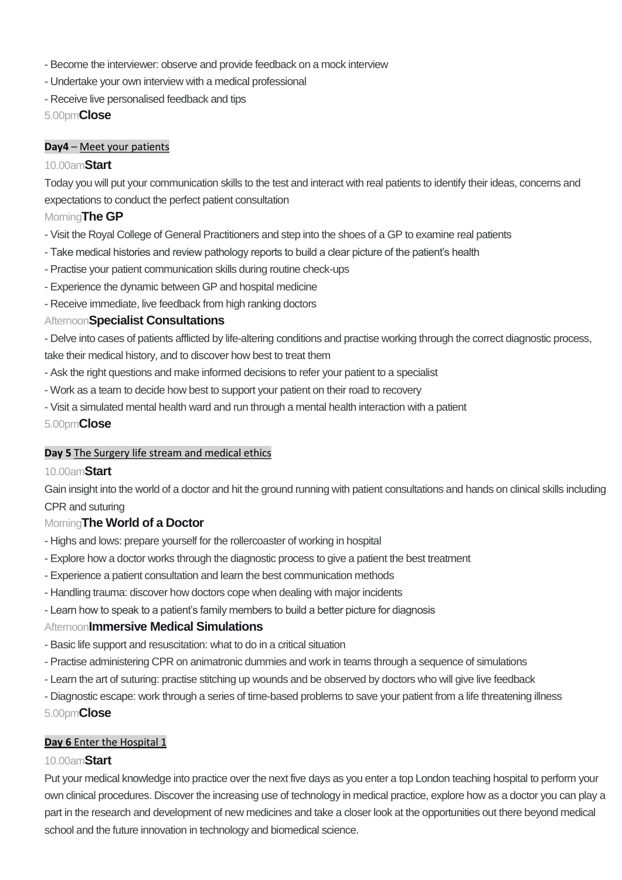- Become the interviewer: observe and provide feedback on a mock interview
- Undertake your own interview with a medical professional
- Receive live personalised feedback and tips

5.00pm**Close**

**Day4** – Meet your patients

10.00am**Start**

Today you will put your communication skills to the test and interact with real patients to identify their ideas, concerns and expectations to conduct the perfect patient consultation

Morning**The GP**

- Visit the Royal College of General Practitioners and step into the shoes of a GP to examine real patients
- Take medical histories and review pathology reports to build a clear picture of the patient's health
- Practise your patient communication skills during routine check-ups
- Experience the dynamic between GP and hospital medicine
- Receive immediate, live feedback from high ranking doctors

Afternoon**Specialist Consultations**

- Delve into cases of patients afflicted by life-altering conditions and practise working through the correct diagnostic process, take their medical history, and to discover how best to treat them
- Ask the right questions and make informed decisions to refer your patient to a specialist
- Work as a team to decide how best to support your patient on their road to recovery
- Visit a simulated mental health ward and run through a mental health interaction with a patient

5.00pm**Close**

**Day 5** The Surgery life stream and medical ethics

10.00am**Start**

Gain insight into the world of a doctor and hit the ground running with patient consultations and hands on clinical skills including CPR and suturing

Morning**The World of a Doctor**

- Highs and lows: prepare yourself for the rollercoaster of working in hospital
- Explore how a doctor works through the diagnostic process to give a patient the best treatment
- Experience a patient consultation and learn the best communication methods
- Handling trauma: discover how doctors cope when dealing with major incidents
- Learn how to speak to a patient's family members to build a better picture for diagnosis

Afternoon**Immersive Medical Simulations**

- Basic life support and resuscitation: what to do in a critical situation
- Practise administering CPR on animatronic dummies and work in teams through a sequence of simulations
- Learn the art of suturing: practise stitching up wounds and be observed by doctors who will give live feedback
- Diagnostic escape: work through a series of time-based problems to save your patient from a life threatening illness

5.00pm**Close**

**Day 6** Enter the Hospital 1

10.00am**Start**

Put your medical knowledge into practice over the next five days as you enter a top London teaching hospital to perform your own clinical procedures. Discover the increasing use of technology in medical practice, explore how as a doctor you can play a part in the research and development of new medicines and take a closer look at the opportunities out there beyond medical school and the future innovation in technology and biomedical science.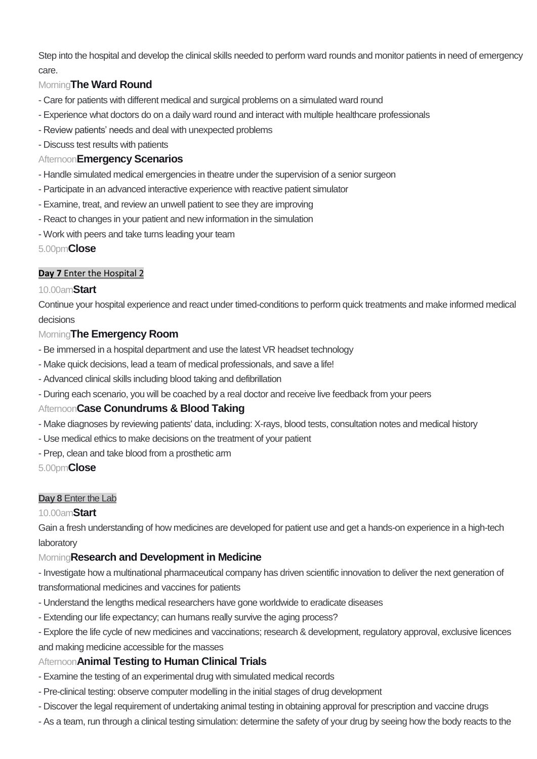Step into the hospital and develop the clinical skills needed to perform ward rounds and monitor patients in need of emergency care.

Morning **The Ward Round**

- Care for patients with different medical and surgical problems on a simulated ward round
- Experience what doctors do on a daily ward round and interact with multiple healthcare professionals
- Review patients' needs and deal with unexpected problems
- Discuss test results with patients

Afternoon **Emergency Scenarios**

- Handle simulated medical emergencies in theatre under the supervision of a senior surgeon
- Participate in an advanced interactive experience with reactive patient simulator
- Examine, treat, and review an unwell patient to see they are improving
- React to changes in your patient and new information in the simulation
- Work with peers and take turns leading your team

5.00pm **Close**

**Day 7** Enter the Hospital 2

10.00am **Start**

Continue your hospital experience and react under timed-conditions to perform quick treatments and make informed medical decisions

Morning **The Emergency Room**

- Be immersed in a hospital department and use the latest VR headset technology
- Make quick decisions, lead a team of medical professionals, and save a life!
- Advanced clinical skills including blood taking and defibrillation
- During each scenario, you will be coached by a real doctor and receive live feedback from your peers

Afternoon **Case Conundrums & Blood Taking**

- Make diagnoses by reviewing patients' data, including: X-rays, blood tests, consultation notes and medical history
- Use medical ethics to make decisions on the treatment of your patient
- Prep, clean and take blood from a prosthetic arm

5.00pm **Close**

**Day 8** Enter the Lab

10.00am **Start**

Gain a fresh understanding of how medicines are developed for patient use and get a hands-on experience in a high-tech laboratory

Morning **Research and Development in Medicine**

- Investigate how a multinational pharmaceutical company has driven scientific innovation to deliver the next generation of transformational medicines and vaccines for patients
- Understand the lengths medical researchers have gone worldwide to eradicate diseases
- Extending our life expectancy; can humans really survive the aging process?
- Explore the life cycle of new medicines and vaccinations; research & development, regulatory approval, exclusive licences and making medicine accessible for the masses

Afternoon **Animal Testing to Human Clinical Trials**

- Examine the testing of an experimental drug with simulated medical records
- Pre-clinical testing: observe computer modelling in the initial stages of drug development
- Discover the legal requirement of undertaking animal testing in obtaining approval for prescription and vaccine drugs
- As a team, run through a clinical testing simulation: determine the safety of your drug by seeing how the body reacts to the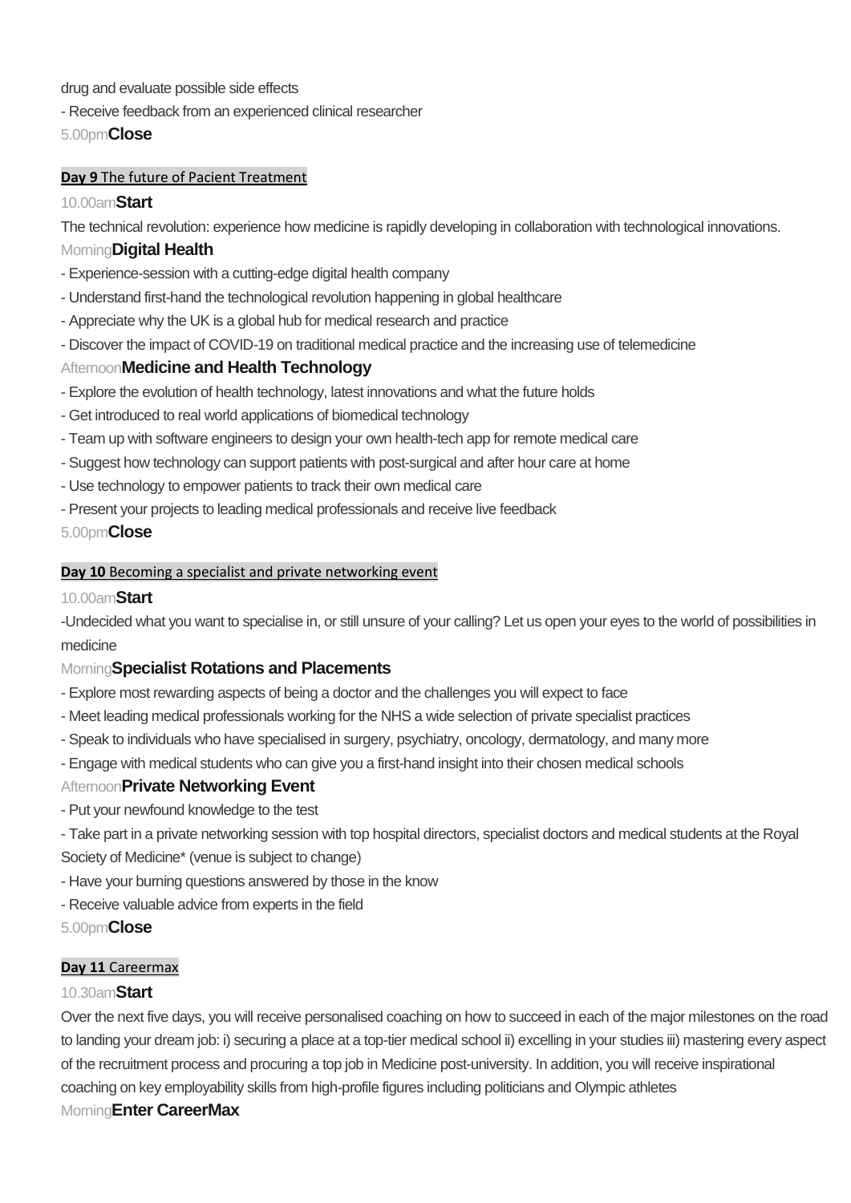drug and evaluate possible side effects

- Receive feedback from an experienced clinical researcher

5.00pm**Close**

**Day 9** The future of Pacient Treatment

10.00am**Start**

The technical revolution: experience how medicine is rapidly developing in collaboration with technological innovations.

Morning**Digital Health**

- Experience-session with a cutting-edge digital health company
- Understand first-hand the technological revolution happening in global healthcare
- Appreciate why the UK is a global hub for medical research and practice
- Discover the impact of COVID-19 on traditional medical practice and the increasing use of telemedicine

Afternoon**Medicine and Health Technology**

- Explore the evolution of health technology, latest innovations and what the future holds
- Get introduced to real world applications of biomedical technology
- Team up with software engineers to design your own health-tech app for remote medical care
- Suggest how technology can support patients with post-surgical and after hour care at home
- Use technology to empower patients to track their own medical care
- Present your projects to leading medical professionals and receive live feedback

5.00pm**Close**

**Day 10** Becoming a specialist and private networking event

10.00am**Start**

-Undecided what you want to specialise in, or still unsure of your calling? Let us open your eyes to the world of possibilities in medicine

Morning**Specialist Rotations and Placements**

- Explore most rewarding aspects of being a doctor and the challenges you will expect to face
- Meet leading medical professionals working for the NHS a wide selection of private specialist practices
- Speak to individuals who have specialised in surgery, psychiatry, oncology, dermatology, and many more
- Engage with medical students who can give you a first-hand insight into their chosen medical schools

Afternoon**Private Networking Event**

- Put your newfound knowledge to the test
- Take part in a private networking session with top hospital directors, specialist doctors and medical students at the Royal Society of Medicine* (venue is subject to change)
- Have your burning questions answered by those in the know
- Receive valuable advice from experts in the field

5.00pm**Close**

**Day 11** Careermax

10.30am**Start**

Over the next five days, you will receive personalised coaching on how to succeed in each of the major milestones on the road to landing your dream job: i) securing a place at a top-tier medical school ii) excelling in your studies iii) mastering every aspect of the recruitment process and procuring a top job in Medicine post-university. In addition, you will receive inspirational coaching on key employability skills from high-profile figures including politicians and Olympic athletes

Morning**Enter CareerMax**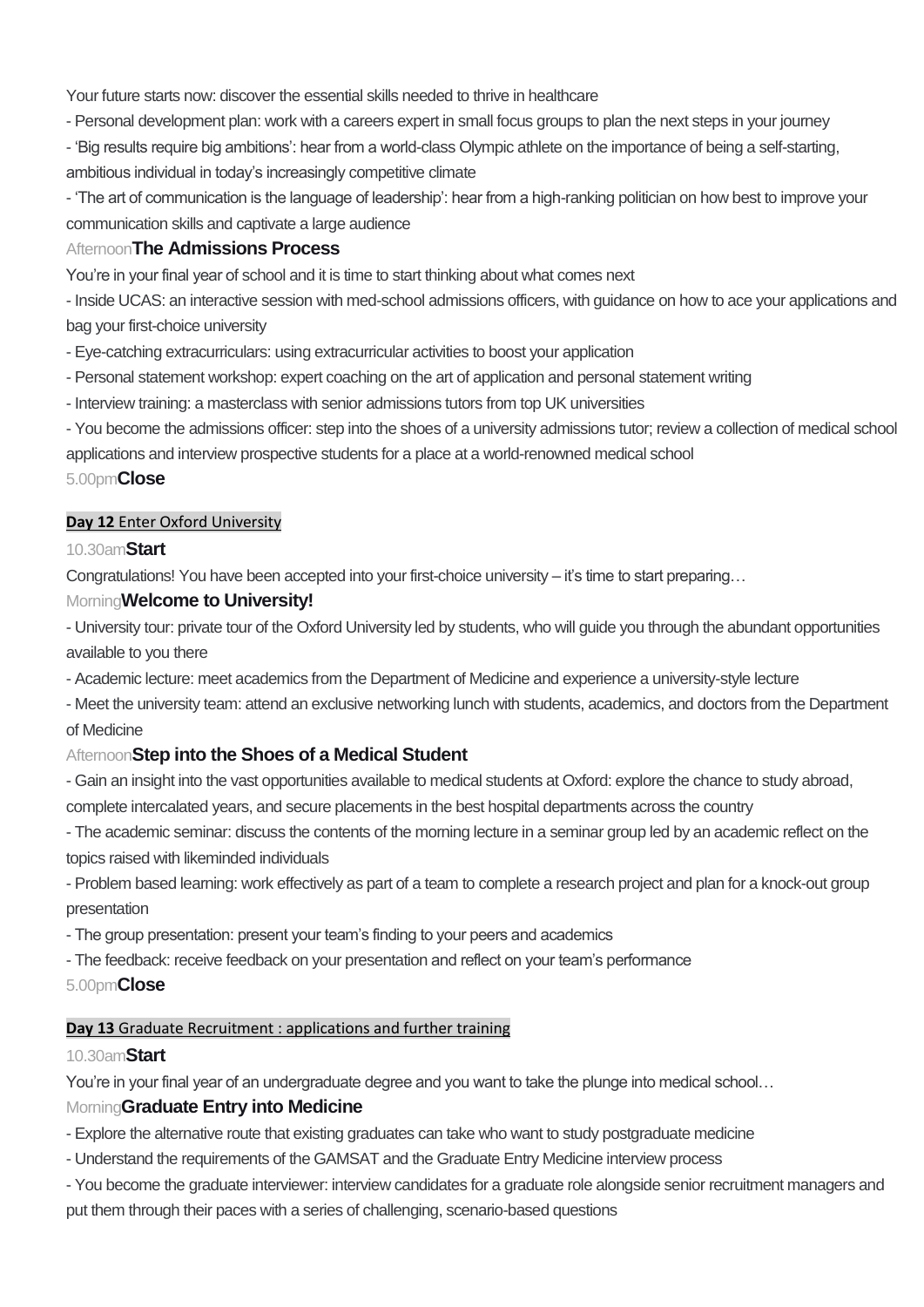Your future starts now: discover the essential skills needed to thrive in healthcare

- Personal development plan: work with a careers expert in small focus groups to plan the next steps in your journey
- 'Big results require big ambitions': hear from a world-class Olympic athlete on the importance of being a self-starting, ambitious individual in today's increasingly competitive climate
- 'The art of communication is the language of leadership': hear from a high-ranking politician on how best to improve your communication skills and captivate a large audience

Afternoon **The Admissions Process**

You're in your final year of school and it is time to start thinking about what comes next

- Inside UCAS: an interactive session with med-school admissions officers, with guidance on how to ace your applications and bag your first-choice university
- Eye-catching extracurriculars: using extracurricular activities to boost your application
- Personal statement workshop: expert coaching on the art of application and personal statement writing
- Interview training: a masterclass with senior admissions tutors from top UK universities
- You become the admissions officer: step into the shoes of a university admissions tutor; review a collection of medical school applications and interview prospective students for a place at a world-renowned medical school

5.00pm **Close**

**Day 12** Enter Oxford University

10.30am **Start**

Congratulations! You have been accepted into your first-choice university – it's time to start preparing…

Morning **Welcome to University!**

- University tour: private tour of the Oxford University led by students, who will guide you through the abundant opportunities available to you there
- Academic lecture: meet academics from the Department of Medicine and experience a university-style lecture
- Meet the university team: attend an exclusive networking lunch with students, academics, and doctors from the Department of Medicine

Afternoon **Step into the Shoes of a Medical Student**

- Gain an insight into the vast opportunities available to medical students at Oxford: explore the chance to study abroad, complete intercalated years, and secure placements in the best hospital departments across the country
- The academic seminar: discuss the contents of the morning lecture in a seminar group led by an academic reflect on the topics raised with likeminded individuals
- Problem based learning: work effectively as part of a team to complete a research project and plan for a knock-out group presentation
- The group presentation: present your team's finding to your peers and academics
- The feedback: receive feedback on your presentation and reflect on your team's performance

5.00pm **Close**

**Day 13** Graduate Recruitment : applications and further training

10.30am **Start**

You're in your final year of an undergraduate degree and you want to take the plunge into medical school…

Morning **Graduate Entry into Medicine**

- Explore the alternative route that existing graduates can take who want to study postgraduate medicine
- Understand the requirements of the GAMSAT and the Graduate Entry Medicine interview process
- You become the graduate interviewer: interview candidates for a graduate role alongside senior recruitment managers and put them through their paces with a series of challenging, scenario-based questions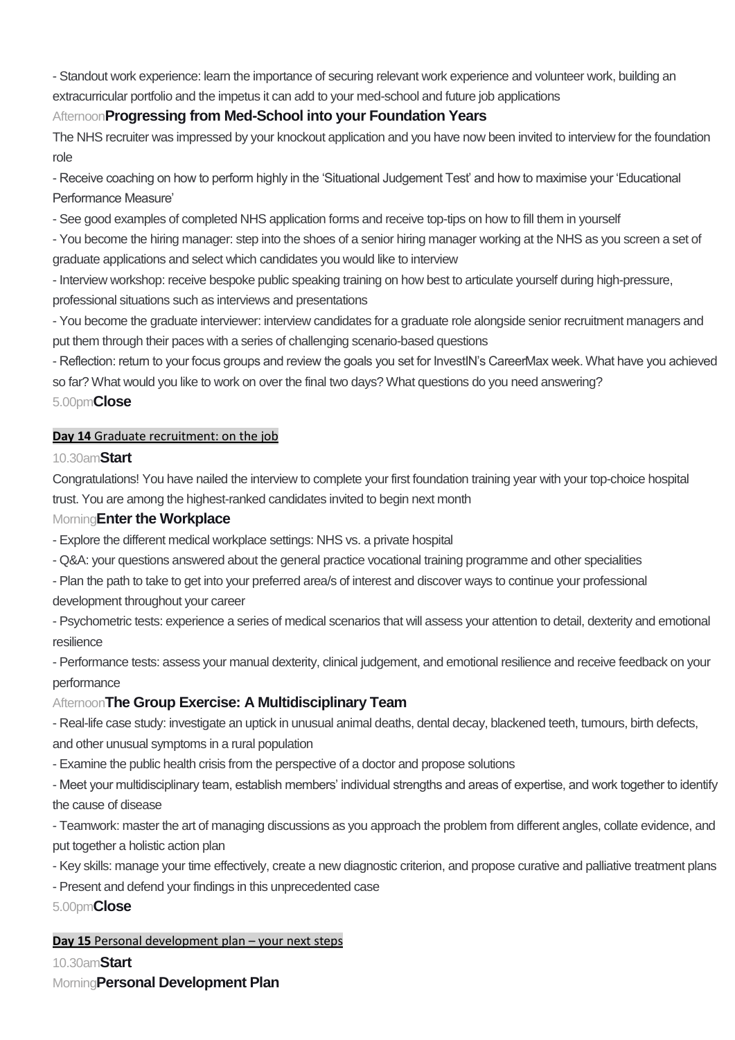- Standout work experience: learn the importance of securing relevant work experience and volunteer work, building an extracurricular portfolio and the impetus it can add to your med-school and future job applications

Afternoon **Progressing from Med-School into your Foundation Years**

The NHS recruiter was impressed by your knockout application and you have now been invited to interview for the foundation role

- Receive coaching on how to perform highly in the 'Situational Judgement Test' and how to maximise your 'Educational Performance Measure'
- See good examples of completed NHS application forms and receive top-tips on how to fill them in yourself
- You become the hiring manager: step into the shoes of a senior hiring manager working at the NHS as you screen a set of graduate applications and select which candidates you would like to interview
- Interview workshop: receive bespoke public speaking training on how best to articulate yourself during high-pressure, professional situations such as interviews and presentations
- You become the graduate interviewer: interview candidates for a graduate role alongside senior recruitment managers and put them through their paces with a series of challenging scenario-based questions
- Reflection: return to your focus groups and review the goals you set for InvestIN's CareerMax week. What have you achieved so far? What would you like to work on over the final two days? What questions do you need answering?

5.00pm **Close**

**Day 14** Graduate recruitment: on the job

10.30am **Start**

Congratulations! You have nailed the interview to complete your first foundation training year with your top-choice hospital trust. You are among the highest-ranked candidates invited to begin next month

Morning **Enter the Workplace**

- Explore the different medical workplace settings: NHS vs. a private hospital
- Q&A: your questions answered about the general practice vocational training programme and other specialities
- Plan the path to take to get into your preferred area/s of interest and discover ways to continue your professional development throughout your career
- Psychometric tests: experience a series of medical scenarios that will assess your attention to detail, dexterity and emotional resilience
- Performance tests: assess your manual dexterity, clinical judgement, and emotional resilience and receive feedback on your performance

Afternoon **The Group Exercise: A Multidisciplinary Team**

- Real-life case study: investigate an uptick in unusual animal deaths, dental decay, blackened teeth, tumours, birth defects, and other unusual symptoms in a rural population
- Examine the public health crisis from the perspective of a doctor and propose solutions
- Meet your multidisciplinary team, establish members' individual strengths and areas of expertise, and work together to identify the cause of disease
- Teamwork: master the art of managing discussions as you approach the problem from different angles, collate evidence, and put together a holistic action plan
- Key skills: manage your time effectively, create a new diagnostic criterion, and propose curative and palliative treatment plans
- Present and defend your findings in this unprecedented case

5.00pm **Close**

**Day 15** Personal development plan – your next steps

10.30am **Start**

Morning **Personal Development Plan**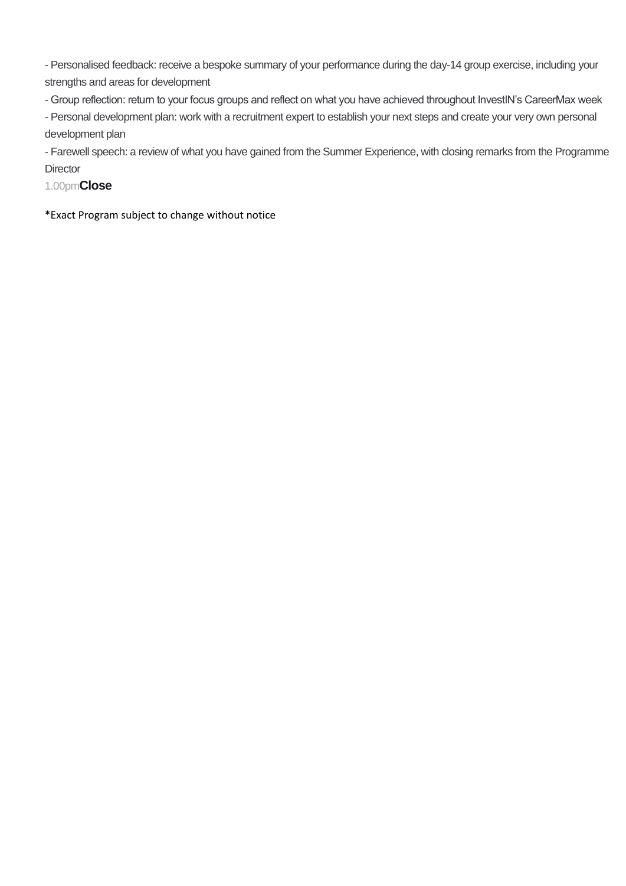- Personalised feedback: receive a bespoke summary of your performance during the day-14 group exercise, including your strengths and areas for development
- Group reflection: return to your focus groups and reflect on what you have achieved throughout InvestIN's CareerMax week
- Personal development plan: work with a recruitment expert to establish your next steps and create your very own personal development plan
- Farewell speech: a review of what you have gained from the Summer Experience, with closing remarks from the Programme Director

1.00pm **Close**

*Exact Program subject to change without notice